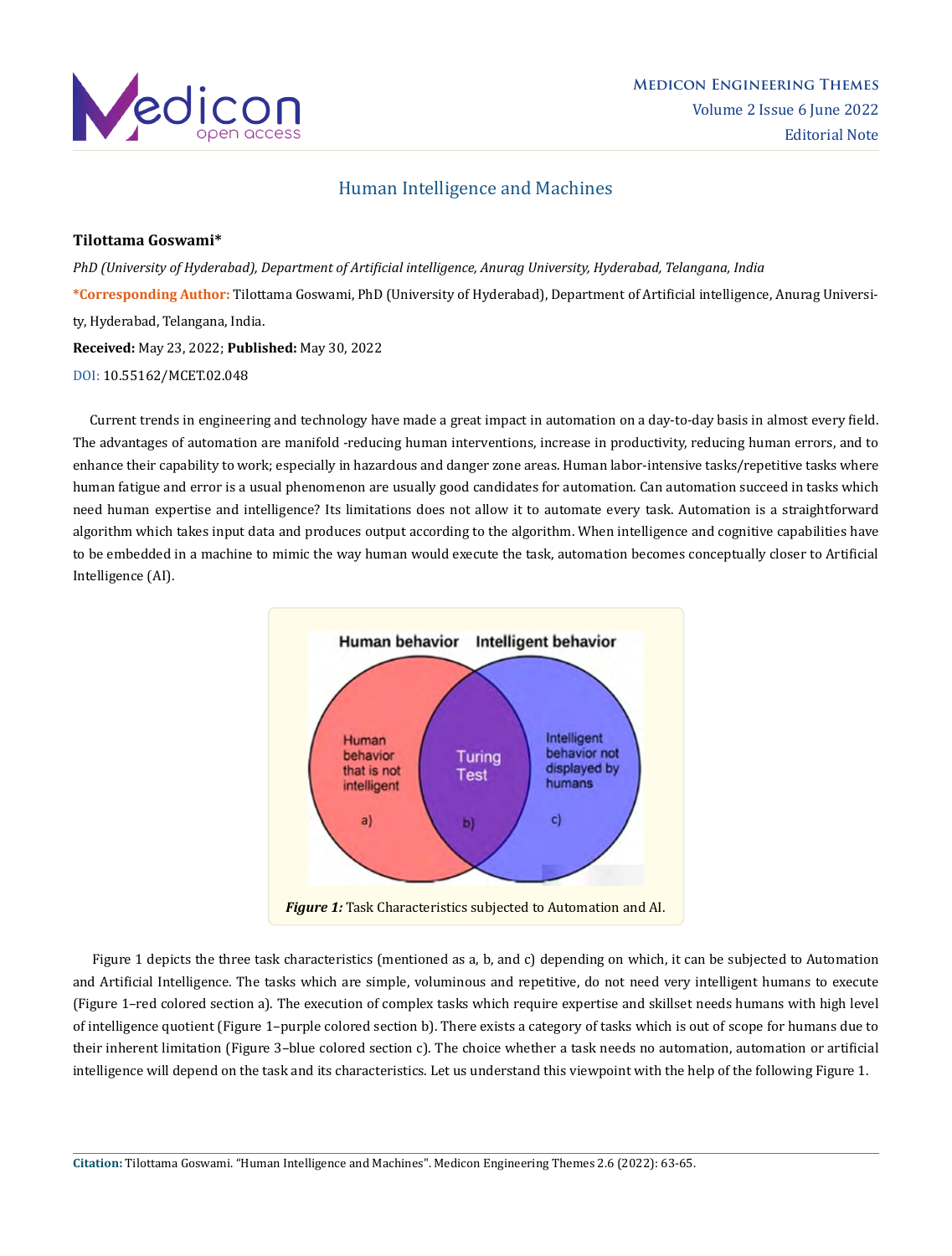# Human Intelligence and Machines

**Tilottama Goswami***

*PhD (University of Hyderabad), Department of Artificial intelligence, Anurag University, Hyderabad, Telangana, India*

***Corresponding Author:** Tilottama Goswami, PhD (University of Hyderabad), Department of Artificial intelligence, Anurag University, Hyderabad, Telangana, India.

**Received:** May 23, 2022; **Published:** May 30, 2022

DOI: 10.55162/MCET.02.048

Current trends in engineering and technology have made a great impact in automation on a day-to-day basis in almost every field. The advantages of automation are manifold -reducing human interventions, increase in productivity, reducing human errors, and to enhance their capability to work; especially in hazardous and danger zone areas. Human labor-intensive tasks/repetitive tasks where human fatigue and error is a usual phenomenon are usually good candidates for automation. Can automation succeed in tasks which need human expertise and intelligence? Its limitations does not allow it to automate every task. Automation is a straightforward algorithm which takes input data and produces output according to the algorithm. When intelligence and cognitive capabilities have to be embedded in a machine to mimic the way human would execute the task, automation becomes conceptually closer to Artificial Intelligence (AI).

*Figure 1:* Task Characteristics subjected to Automation and AI.

Figure 1 depicts the three task characteristics (mentioned as a, b, and c) depending on which, it can be subjected to Automation and Artificial Intelligence. The tasks which are simple, voluminous and repetitive, do not need very intelligent humans to execute (Figure 1–red colored section a). The execution of complex tasks which require expertise and skillset needs humans with high level of intelligence quotient (Figure 1–purple colored section b). There exists a category of tasks which is out of scope for humans due to their inherent limitation (Figure 3–blue colored section c). The choice whether a task needs no automation, automation or artificial intelligence will depend on the task and its characteristics. Let us understand this viewpoint with the help of the following Figure 1.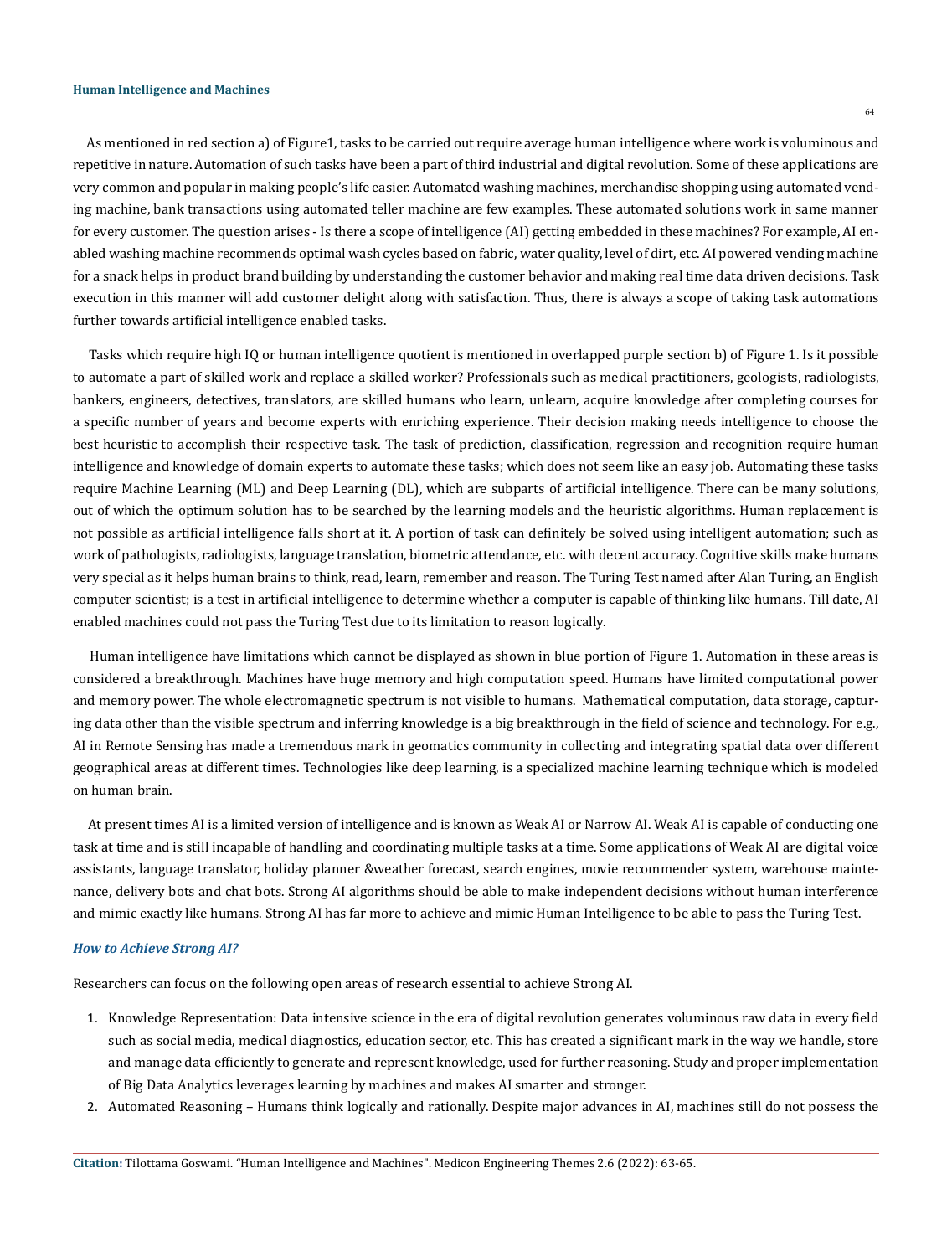As mentioned in red section a) of Figure1, tasks to be carried out require average human intelligence where work is voluminous and repetitive in nature. Automation of such tasks have been a part of third industrial and digital revolution. Some of these applications are very common and popular in making people's life easier. Automated washing machines, merchandise shopping using automated vending machine, bank transactions using automated teller machine are few examples. These automated solutions work in same manner for every customer. The question arises - Is there a scope of intelligence (AI) getting embedded in these machines? For example, AI enabled washing machine recommends optimal wash cycles based on fabric, water quality, level of dirt, etc. AI powered vending machine for a snack helps in product brand building by understanding the customer behavior and making real time data driven decisions. Task execution in this manner will add customer delight along with satisfaction. Thus, there is always a scope of taking task automations further towards artificial intelligence enabled tasks.

Tasks which require high IQ or human intelligence quotient is mentioned in overlapped purple section b) of Figure 1. Is it possible to automate a part of skilled work and replace a skilled worker? Professionals such as medical practitioners, geologists, radiologists, bankers, engineers, detectives, translators, are skilled humans who learn, unlearn, acquire knowledge after completing courses for a specific number of years and become experts with enriching experience. Their decision making needs intelligence to choose the best heuristic to accomplish their respective task. The task of prediction, classification, regression and recognition require human intelligence and knowledge of domain experts to automate these tasks; which does not seem like an easy job. Automating these tasks require Machine Learning (ML) and Deep Learning (DL), which are subparts of artificial intelligence. There can be many solutions, out of which the optimum solution has to be searched by the learning models and the heuristic algorithms. Human replacement is not possible as artificial intelligence falls short at it. A portion of task can definitely be solved using intelligent automation; such as work of pathologists, radiologists, language translation, biometric attendance, etc. with decent accuracy. Cognitive skills make humans very special as it helps human brains to think, read, learn, remember and reason. The Turing Test named after Alan Turing, an English computer scientist; is a test in artificial intelligence to determine whether a computer is capable of thinking like humans. Till date, AI enabled machines could not pass the Turing Test due to its limitation to reason logically.

Human intelligence have limitations which cannot be displayed as shown in blue portion of Figure 1. Automation in these areas is considered a breakthrough. Machines have huge memory and high computation speed. Humans have limited computational power and memory power. The whole electromagnetic spectrum is not visible to humans. Mathematical computation, data storage, capturing data other than the visible spectrum and inferring knowledge is a big breakthrough in the field of science and technology. For e.g., AI in Remote Sensing has made a tremendous mark in geomatics community in collecting and integrating spatial data over different geographical areas at different times. Technologies like deep learning, is a specialized machine learning technique which is modeled on human brain.

At present times AI is a limited version of intelligence and is known as Weak AI or Narrow AI. Weak AI is capable of conducting one task at time and is still incapable of handling and coordinating multiple tasks at a time. Some applications of Weak AI are digital voice assistants, language translator, holiday planner &weather forecast, search engines, movie recommender system, warehouse maintenance, delivery bots and chat bots. Strong AI algorithms should be able to make independent decisions without human interference and mimic exactly like humans. Strong AI has far more to achieve and mimic Human Intelligence to be able to pass the Turing Test.

### *How to Achieve Strong AI?*

Researchers can focus on the following open areas of research essential to achieve Strong AI.

1. Knowledge Representation: Data intensive science in the era of digital revolution generates voluminous raw data in every field such as social media, medical diagnostics, education sector, etc. This has created a significant mark in the way we handle, store and manage data efficiently to generate and represent knowledge, used for further reasoning. Study and proper implementation of Big Data Analytics leverages learning by machines and makes AI smarter and stronger.
2. Automated Reasoning – Humans think logically and rationally. Despite major advances in AI, machines still do not possess the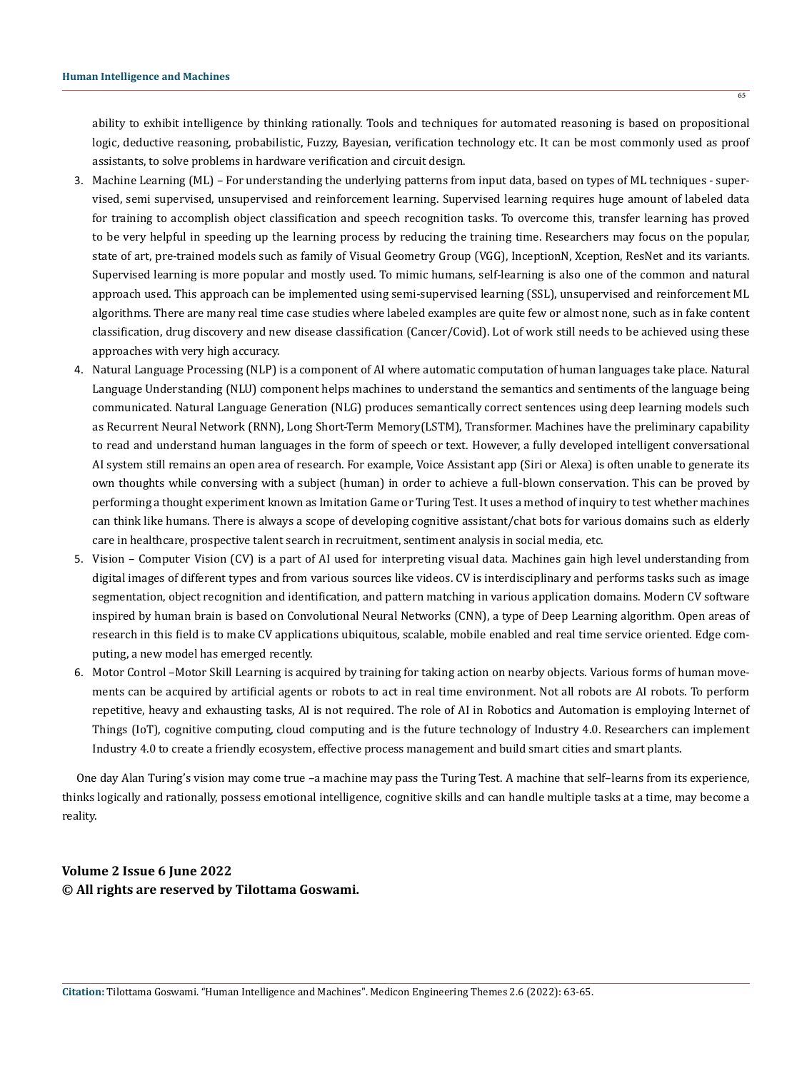ability to exhibit intelligence by thinking rationally. Tools and techniques for automated reasoning is based on propositional logic, deductive reasoning, probabilistic, Fuzzy, Bayesian, verification technology etc. It can be most commonly used as proof assistants, to solve problems in hardware verification and circuit design.

3. Machine Learning (ML) – For understanding the underlying patterns from input data, based on types of ML techniques - supervised, semi supervised, unsupervised and reinforcement learning. Supervised learning requires huge amount of labeled data for training to accomplish object classification and speech recognition tasks. To overcome this, transfer learning has proved to be very helpful in speeding up the learning process by reducing the training time. Researchers may focus on the popular, state of art, pre-trained models such as family of Visual Geometry Group (VGG), InceptionN, Xception, ResNet and its variants. Supervised learning is more popular and mostly used. To mimic humans, self-learning is also one of the common and natural approach used. This approach can be implemented using semi-supervised learning (SSL), unsupervised and reinforcement ML algorithms. There are many real time case studies where labeled examples are quite few or almost none, such as in fake content classification, drug discovery and new disease classification (Cancer/Covid). Lot of work still needs to be achieved using these approaches with very high accuracy.
4. Natural Language Processing (NLP) is a component of AI where automatic computation of human languages take place. Natural Language Understanding (NLU) component helps machines to understand the semantics and sentiments of the language being communicated. Natural Language Generation (NLG) produces semantically correct sentences using deep learning models such as Recurrent Neural Network (RNN), Long Short-Term Memory(LSTM), Transformer. Machines have the preliminary capability to read and understand human languages in the form of speech or text. However, a fully developed intelligent conversational AI system still remains an open area of research. For example, Voice Assistant app (Siri or Alexa) is often unable to generate its own thoughts while conversing with a subject (human) in order to achieve a full-blown conservation. This can be proved by performing a thought experiment known as Imitation Game or Turing Test. It uses a method of inquiry to test whether machines can think like humans. There is always a scope of developing cognitive assistant/chat bots for various domains such as elderly care in healthcare, prospective talent search in recruitment, sentiment analysis in social media, etc.
5. Vision – Computer Vision (CV) is a part of AI used for interpreting visual data. Machines gain high level understanding from digital images of different types and from various sources like videos. CV is interdisciplinary and performs tasks such as image segmentation, object recognition and identification, and pattern matching in various application domains. Modern CV software inspired by human brain is based on Convolutional Neural Networks (CNN), a type of Deep Learning algorithm. Open areas of research in this field is to make CV applications ubiquitous, scalable, mobile enabled and real time service oriented. Edge computing, a new model has emerged recently.
6. Motor Control –Motor Skill Learning is acquired by training for taking action on nearby objects. Various forms of human movements can be acquired by artificial agents or robots to act in real time environment. Not all robots are AI robots. To perform repetitive, heavy and exhausting tasks, AI is not required. The role of AI in Robotics and Automation is employing Internet of Things (IoT), cognitive computing, cloud computing and is the future technology of Industry 4.0. Researchers can implement Industry 4.0 to create a friendly ecosystem, effective process management and build smart cities and smart plants.

One day Alan Turing's vision may come true –a machine may pass the Turing Test. A machine that self–learns from its experience, thinks logically and rationally, possess emotional intelligence, cognitive skills and can handle multiple tasks at a time, may become a reality.

**Volume 2 Issue 6 June 2022**
**© All rights are reserved by Tilottama Goswami.**